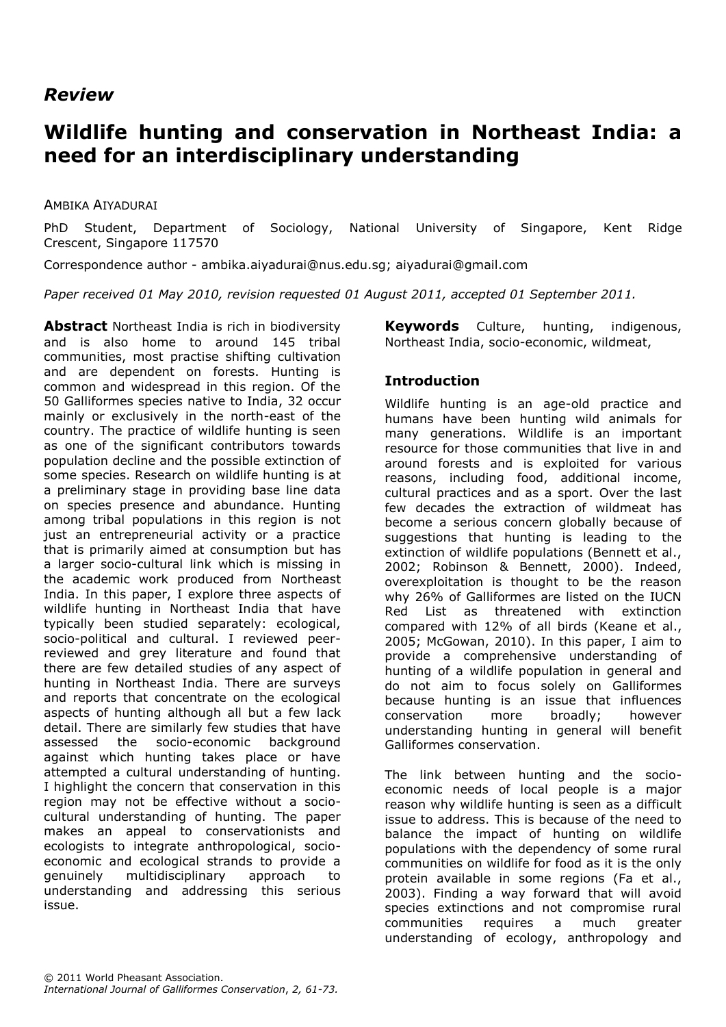*Review*

# Wildlife hunting and conservation in Northeast India: a need for an interdisciplinary understanding

AMBIKA AIYADURAI

PhD Student, Department of Sociology, National University of Singapore, Kent Ridge Crescent, Singapore 117570

Correspondence author - ambika.aiyadurai@nus.edu.sg; aiyadurai@gmail.com

*Paper received 01 May 2010, revision requested 01 August 2011, accepted 01 September 2011.*

**Abstract** Northeast India is rich in biodiversity and is also home to around 145 tribal communities, most practise shifting cultivation and are dependent on forests. Hunting is common and widespread in this region. Of the 50 Galliformes species native to India, 32 occur mainly or exclusively in the north-east of the country. The practice of wildlife hunting is seen as one of the significant contributors towards population decline and the possible extinction of some species. Research on wildlife hunting is at a preliminary stage in providing base line data on species presence and abundance. Hunting among tribal populations in this region is not just an entrepreneurial activity or a practice that is primarily aimed at consumption but has a larger socio-cultural link which is missing in the academic work produced from Northeast India. In this paper, I explore three aspects of wildlife hunting in Northeast India that have typically been studied separately: ecological, socio-political and cultural. I reviewed peer-reviewed and grey literature and found that there are few detailed studies of any aspect of hunting in Northeast India. There are surveys and reports that concentrate on the ecological aspects of hunting although all but a few lack detail. There are similarly few studies that have assessed the socio-economic background against which hunting takes place or have attempted a cultural understanding of hunting. I highlight the concern that conservation in this region may not be effective without a socio-cultural understanding of hunting. The paper makes an appeal to conservationists and ecologists to integrate anthropological, socio-economic and ecological strands to provide a genuinely multidisciplinary approach to understanding and addressing this serious issue.

**Keywords** Culture, hunting, indigenous, Northeast India, socio-economic, wildmeat,

## Introduction

Wildlife hunting is an age-old practice and humans have been hunting wild animals for many generations. Wildlife is an important resource for those communities that live in and around forests and is exploited for various reasons, including food, additional income, cultural practices and as a sport. Over the last few decades the extraction of wildmeat has become a serious concern globally because of suggestions that hunting is leading to the extinction of wildlife populations (Bennett et al., 2002; Robinson & Bennett, 2000). Indeed, overexploitation is thought to be the reason why 26% of Galliformes are listed on the IUCN Red List as threatened with extinction compared with 12% of all birds (Keane et al., 2005; McGowan, 2010). In this paper, I aim to provide a comprehensive understanding of hunting of a wildlife population in general and do not aim to focus solely on Galliformes because hunting is an issue that influences conservation more broadly; however understanding hunting in general will benefit Galliformes conservation.

The link between hunting and the socio-economic needs of local people is a major reason why wildlife hunting is seen as a difficult issue to address. This is because of the need to balance the impact of hunting on wildlife populations with the dependency of some rural communities on wildlife for food as it is the only protein available in some regions (Fa et al., 2003). Finding a way forward that will avoid species extinctions and not compromise rural communities requires a much greater understanding of ecology, anthropology and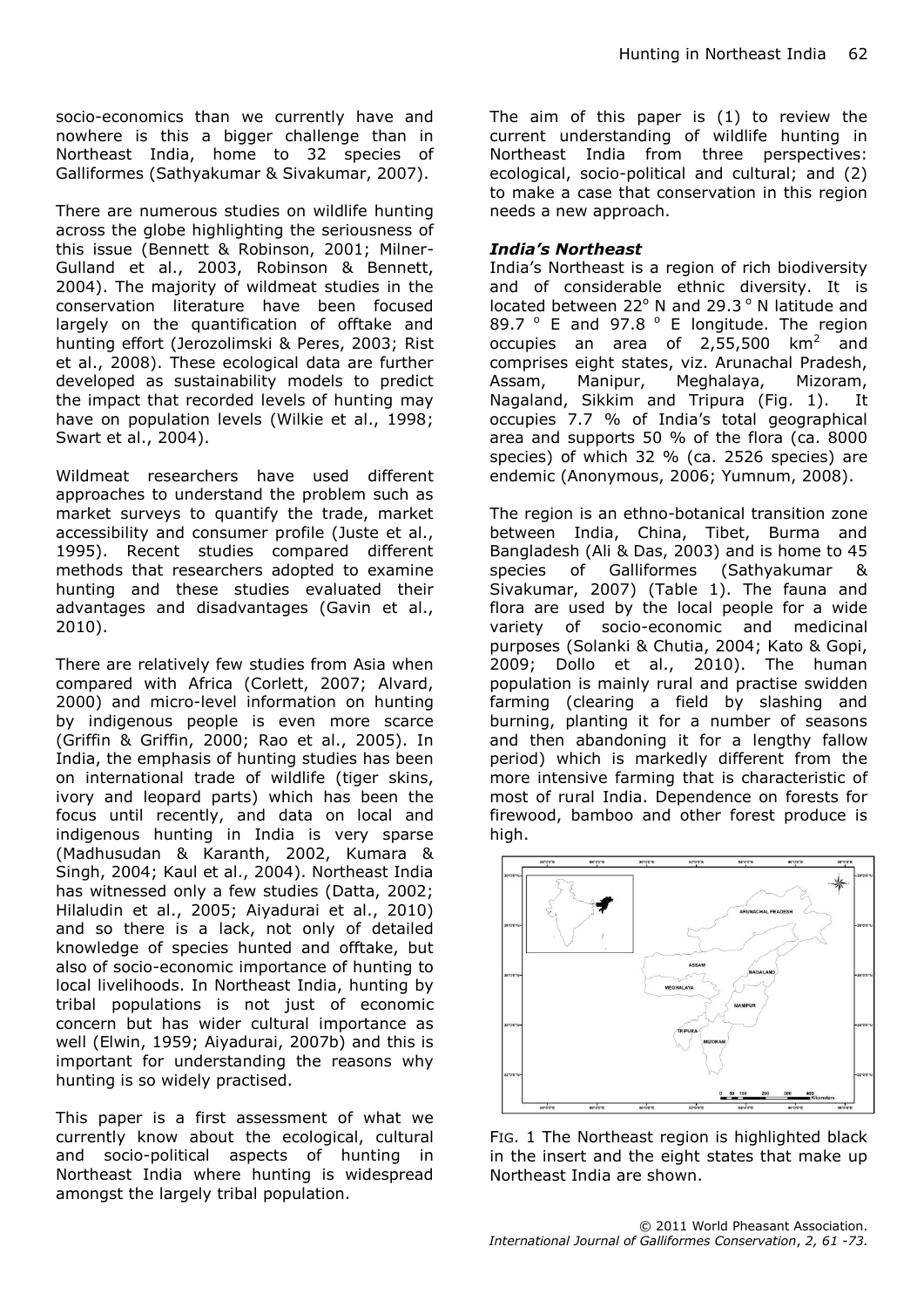socio-economics than we currently have and nowhere is this a bigger challenge than in Northeast India, home to 32 species of Galliformes (Sathyakumar & Sivakumar, 2007).

There are numerous studies on wildlife hunting across the globe highlighting the seriousness of this issue (Bennett & Robinson, 2001; Milner-Gulland et al., 2003, Robinson & Bennett, 2004). The majority of wildmeat studies in the conservation literature have been focused largely on the quantification of offtake and hunting effort (Jerozolimski & Peres, 2003; Rist et al., 2008). These ecological data are further developed as sustainability models to predict the impact that recorded levels of hunting may have on population levels (Wilkie et al., 1998; Swart et al., 2004).

Wildmeat researchers have used different approaches to understand the problem such as market surveys to quantify the trade, market accessibility and consumer profile (Juste et al., 1995). Recent studies compared different methods that researchers adopted to examine hunting and these studies evaluated their advantages and disadvantages (Gavin et al., 2010).

There are relatively few studies from Asia when compared with Africa (Corlett, 2007; Alvard, 2000) and micro-level information on hunting by indigenous people is even more scarce (Griffin & Griffin, 2000; Rao et al., 2005). In India, the emphasis of hunting studies has been on international trade of wildlife (tiger skins, ivory and leopard parts) which has been the focus until recently, and data on local and indigenous hunting in India is very sparse (Madhusudan & Karanth, 2002, Kumara & Singh, 2004; Kaul et al., 2004). Northeast India has witnessed only a few studies (Datta, 2002; Hilaludin et al., 2005; Aiyadurai et al., 2010) and so there is a lack, not only of detailed knowledge of species hunted and offtake, but also of socio-economic importance of hunting to local livelihoods. In Northeast India, hunting by tribal populations is not just of economic concern but has wider cultural importance as well (Elwin, 1959; Aiyadurai, 2007b) and this is important for understanding the reasons why hunting is so widely practised.

This paper is a first assessment of what we currently know about the ecological, cultural and socio-political aspects of hunting in Northeast India where hunting is widespread amongst the largely tribal population.

The aim of this paper is (1) to review the current understanding of wildlife hunting in Northeast India from three perspectives: ecological, socio-political and cultural; and (2) to make a case that conservation in this region needs a new approach.

### *India's Northeast*

India's Northeast is a region of rich biodiversity and of considerable ethnic diversity. It is located between 22° N and 29.3 ° N latitude and 89.7 ° E and 97.8 ° E longitude. The region occupies an area of 2,55,500 km$^2$ and comprises eight states, viz. Arunachal Pradesh, Assam, Manipur, Meghalaya, Mizoram, Nagaland, Sikkim and Tripura (Fig. 1). It occupies 7.7 % of India's total geographical area and supports 50 % of the flora (ca. 8000 species) of which 32 % (ca. 2526 species) are endemic (Anonymous, 2006; Yumnum, 2008).

The region is an ethno-botanical transition zone between India, China, Tibet, Burma and Bangladesh (Ali & Das, 2003) and is home to 45 species of Galliformes (Sathyakumar & Sivakumar, 2007) (Table 1). The fauna and flora are used by the local people for a wide variety of socio-economic and medicinal purposes (Solanki & Chutia, 2004; Kato & Gopi, 2009; Dollo et al., 2010). The human population is mainly rural and practise swidden farming (clearing a field by slashing and burning, planting it for a number of seasons and then abandoning it for a lengthy fallow period) which is markedly different from the more intensive farming that is characteristic of most of rural India. Dependence on forests for firewood, bamboo and other forest produce is high.

FIG. 1 The Northeast region is highlighted black in the insert and the eight states that make up Northeast India are shown.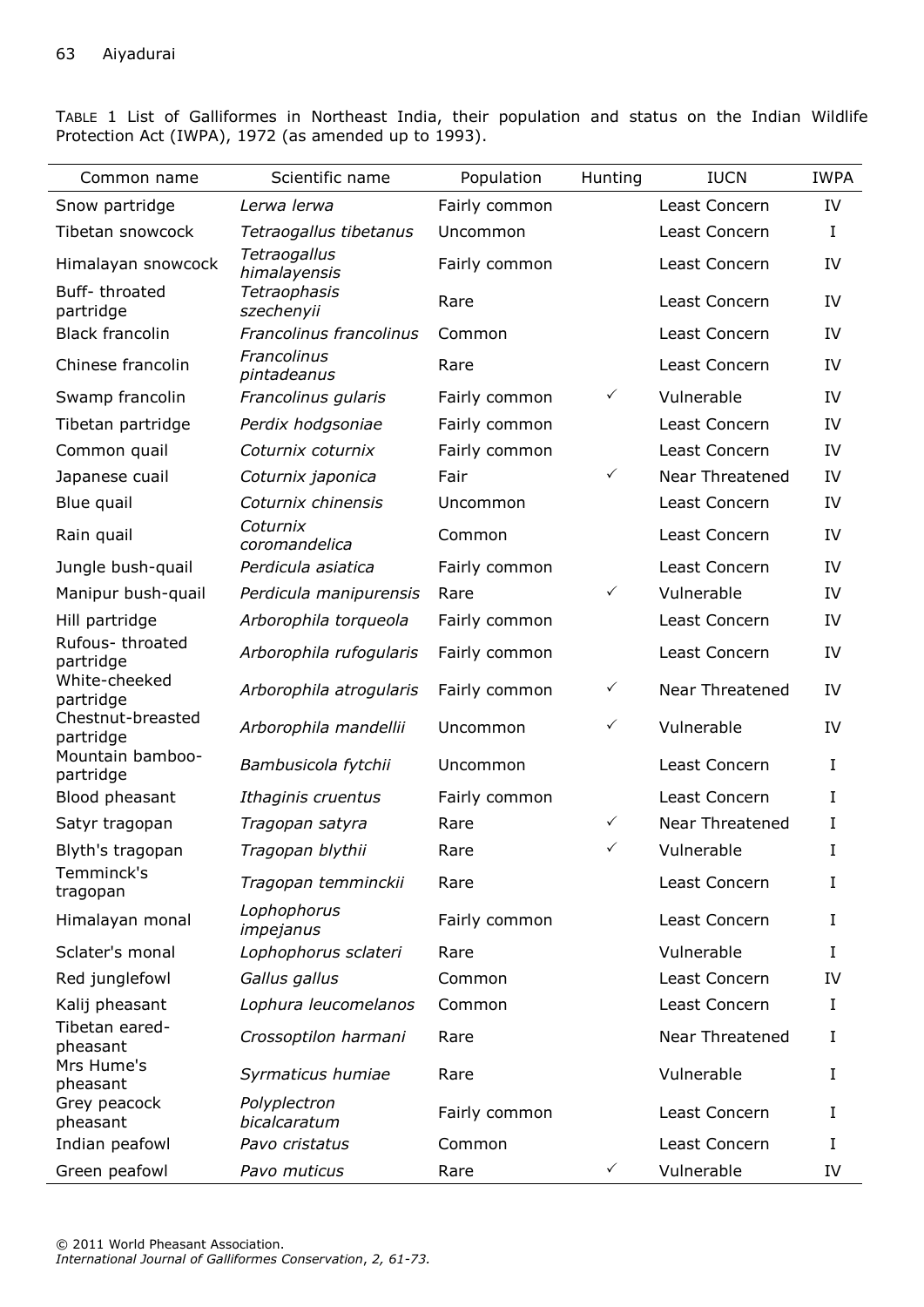TABLE 1 List of Galliformes in Northeast India, their population and status on the Indian Wildlife Protection Act (IWPA), 1972 (as amended up to 1993).

| Common name | Scientific name | Population | Hunting | IUCN | IWPA |
|---|---|---|---|---|---|
| Snow partridge | *Lerwa lerwa* | Fairly common | | Least Concern | IV |
| Tibetan snowcock | *Tetraogallus tibetanus* | Uncommon | | Least Concern | I |
| Himalayan snowcock | *Tetraogallus himalayensis* | Fairly common | | Least Concern | IV |
| Buff- throated partridge | *Tetraophasis szechenyii* | Rare | | Least Concern | IV |
| Black francolin | *Francolinus francolinus* | Common | | Least Concern | IV |
| Chinese francolin | *Francolinus pintadeanus* | Rare | | Least Concern | IV |
| Swamp francolin | *Francolinus gularis* | Fairly common | ✓ | Vulnerable | IV |
| Tibetan partridge | *Perdix hodgsoniae* | Fairly common | | Least Concern | IV |
| Common quail | *Coturnix coturnix* | Fairly common | | Least Concern | IV |
| Japanese cuail | *Coturnix japonica* | Fair | ✓ | Near Threatened | IV |
| Blue quail | *Coturnix chinensis* | Uncommon | | Least Concern | IV |
| Rain quail | *Coturnix coromandelica* | Common | | Least Concern | IV |
| Jungle bush-quail | *Perdicula asiatica* | Fairly common | | Least Concern | IV |
| Manipur bush-quail | *Perdicula manipurensis* | Rare | ✓ | Vulnerable | IV |
| Hill partridge | *Arborophila torqueola* | Fairly common | | Least Concern | IV |
| Rufous- throated partridge | *Arborophila rufogularis* | Fairly common | | Least Concern | IV |
| White-cheeked partridge | *Arborophila atrogularis* | Fairly common | ✓ | Near Threatened | IV |
| Chestnut-breasted partridge | *Arborophila mandellii* | Uncommon | ✓ | Vulnerable | IV |
| Mountain bamboo-partridge | *Bambusicola fytchii* | Uncommon | | Least Concern | I |
| Blood pheasant | *Ithaginis cruentus* | Fairly common | | Least Concern | I |
| Satyr tragopan | *Tragopan satyra* | Rare | ✓ | Near Threatened | I |
| Blyth's tragopan | *Tragopan blythii* | Rare | ✓ | Vulnerable | I |
| Temminck's tragopan | *Tragopan temminckii* | Rare | | Least Concern | I |
| Himalayan monal | *Lophophorus impejanus* | Fairly common | | Least Concern | I |
| Sclater's monal | *Lophophorus sclateri* | Rare | | Vulnerable | I |
| Red junglefowl | *Gallus gallus* | Common | | Least Concern | IV |
| Kalij pheasant | *Lophura leucomelanos* | Common | | Least Concern | I |
| Tibetan eared-pheasant | *Crossoptilon harmani* | Rare | | Near Threatened | I |
| Mrs Hume's pheasant | *Syrmaticus humiae* | Rare | | Vulnerable | I |
| Grey peacock pheasant | *Polyplectron bicalcaratum* | Fairly common | | Least Concern | I |
| Indian peafowl | *Pavo cristatus* | Common | | Least Concern | I |
| Green peafowl | *Pavo muticus* | Rare | ✓ | Vulnerable | IV |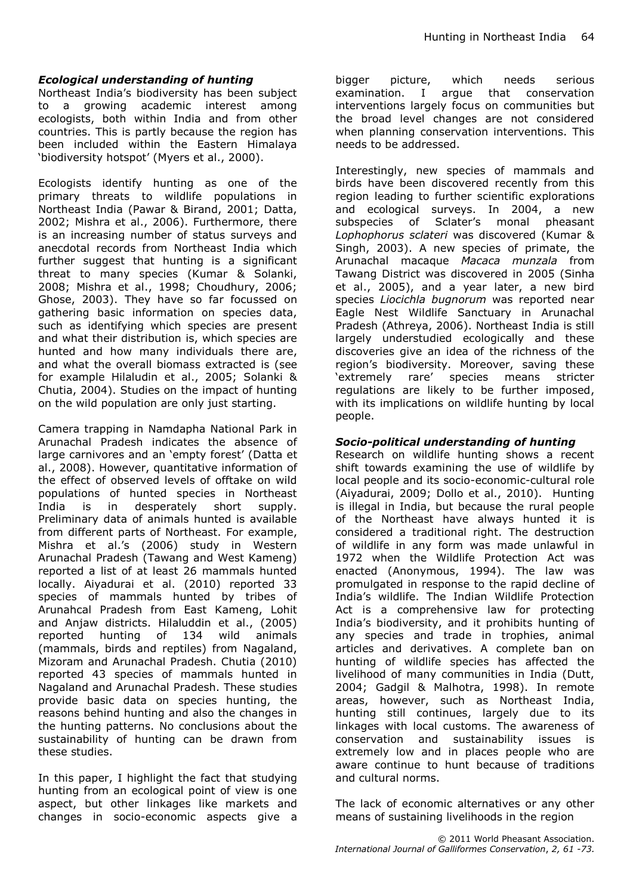### *Ecological understanding of hunting*

Northeast India's biodiversity has been subject to a growing academic interest among ecologists, both within India and from other countries. This is partly because the region has been included within the Eastern Himalaya 'biodiversity hotspot' (Myers et al., 2000).

Ecologists identify hunting as one of the primary threats to wildlife populations in Northeast India (Pawar & Birand, 2001; Datta, 2002; Mishra et al., 2006). Furthermore, there is an increasing number of status surveys and anecdotal records from Northeast India which further suggest that hunting is a significant threat to many species (Kumar & Solanki, 2008; Mishra et al., 1998; Choudhury, 2006; Ghose, 2003). They have so far focussed on gathering basic information on species data, such as identifying which species are present and what their distribution is, which species are hunted and how many individuals there are, and what the overall biomass extracted is (see for example Hilaludin et al., 2005; Solanki & Chutia, 2004). Studies on the impact of hunting on the wild population are only just starting.

Camera trapping in Namdapha National Park in Arunachal Pradesh indicates the absence of large carnivores and an 'empty forest' (Datta et al., 2008). However, quantitative information of the effect of observed levels of offtake on wild populations of hunted species in Northeast India is in desperately short supply. Preliminary data of animals hunted is available from different parts of Northeast. For example, Mishra et al.'s (2006) study in Western Arunachal Pradesh (Tawang and West Kameng) reported a list of at least 26 mammals hunted locally. Aiyadurai et al. (2010) reported 33 species of mammals hunted by tribes of Arunahcal Pradesh from East Kameng, Lohit and Anjaw districts. Hilaluddin et al., (2005) reported hunting of 134 wild animals (mammals, birds and reptiles) from Nagaland, Mizoram and Arunachal Pradesh. Chutia (2010) reported 43 species of mammals hunted in Nagaland and Arunachal Pradesh. These studies provide basic data on species hunting, the reasons behind hunting and also the changes in the hunting patterns. No conclusions about the sustainability of hunting can be drawn from these studies.

In this paper, I highlight the fact that studying hunting from an ecological point of view is one aspect, but other linkages like markets and changes in socio-economic aspects give a bigger picture, which needs serious examination. I argue that conservation interventions largely focus on communities but the broad level changes are not considered when planning conservation interventions. This needs to be addressed.

Interestingly, new species of mammals and birds have been discovered recently from this region leading to further scientific explorations and ecological surveys. In 2004, a new subspecies of Sclater's monal pheasant *Lophophorus sclateri* was discovered (Kumar & Singh, 2003). A new species of primate, the Arunachal macaque *Macaca munzala* from Tawang District was discovered in 2005 (Sinha et al., 2005), and a year later, a new bird species *Liocichla bugnorum* was reported near Eagle Nest Wildlife Sanctuary in Arunachal Pradesh (Athreya, 2006). Northeast India is still largely understudied ecologically and these discoveries give an idea of the richness of the region's biodiversity. Moreover, saving these 'extremely rare' species means stricter regulations are likely to be further imposed, with its implications on wildlife hunting by local people.

### *Socio-political understanding of hunting*

Research on wildlife hunting shows a recent shift towards examining the use of wildlife by local people and its socio-economic-cultural role (Aiyadurai, 2009; Dollo et al., 2010). Hunting is illegal in India, but because the rural people of the Northeast have always hunted it is considered a traditional right. The destruction of wildlife in any form was made unlawful in 1972 when the Wildlife Protection Act was enacted (Anonymous, 1994). The law was promulgated in response to the rapid decline of India's wildlife. The Indian Wildlife Protection Act is a comprehensive law for protecting India's biodiversity, and it prohibits hunting of any species and trade in trophies, animal articles and derivatives. A complete ban on hunting of wildlife species has affected the livelihood of many communities in India (Dutt, 2004; Gadgil & Malhotra, 1998). In remote areas, however, such as Northeast India, hunting still continues, largely due to its linkages with local customs. The awareness of conservation and sustainability issues is extremely low and in places people who are aware continue to hunt because of traditions and cultural norms.

The lack of economic alternatives or any other means of sustaining livelihoods in the region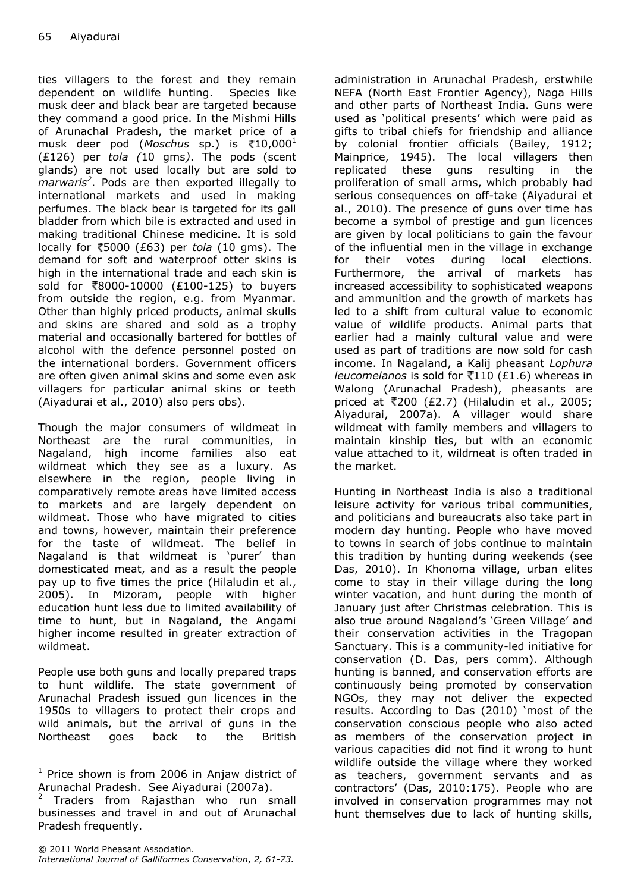ties villagers to the forest and they remain dependent on wildlife hunting. Species like musk deer and black bear are targeted because they command a good price. In the Mishmi Hills of Arunachal Pradesh, the market price of a musk deer pod (*Moschus* sp.) is ₹10,000[1] (£126) per *tola (*10 gms*)*. The pods (scent glands) are not used locally but are sold to *marwaris*[2]. Pods are then exported illegally to international markets and used in making perfumes. The black bear is targeted for its gall bladder from which bile is extracted and used in making traditional Chinese medicine. It is sold locally for ₹5000 (£63) per *tola* (10 gms). The demand for soft and waterproof otter skins is high in the international trade and each skin is sold for ₹8000-10000 (£100-125) to buyers from outside the region, e.g. from Myanmar. Other than highly priced products, animal skulls and skins are shared and sold as a trophy material and occasionally bartered for bottles of alcohol with the defence personnel posted on the international borders. Government officers are often given animal skins and some even ask villagers for particular animal skins or teeth (Aiyadurai et al., 2010) also pers obs).

Though the major consumers of wildmeat in Northeast are the rural communities, in Nagaland, high income families also eat wildmeat which they see as a luxury. As elsewhere in the region, people living in comparatively remote areas have limited access to markets and are largely dependent on wildmeat. Those who have migrated to cities and towns, however, maintain their preference for the taste of wildmeat. The belief in Nagaland is that wildmeat is 'purer' than domesticated meat, and as a result the people pay up to five times the price (Hilaludin et al., 2005). In Mizoram, people with higher education hunt less due to limited availability of time to hunt, but in Nagaland, the Angami higher income resulted in greater extraction of wildmeat.

People use both guns and locally prepared traps to hunt wildlife. The state government of Arunachal Pradesh issued gun licences in the 1950s to villagers to protect their crops and wild animals, but the arrival of guns in the Northeast goes back to the British administration in Arunachal Pradesh, erstwhile NEFA (North East Frontier Agency), Naga Hills and other parts of Northeast India. Guns were used as 'political presents' which were paid as gifts to tribal chiefs for friendship and alliance by colonial frontier officials (Bailey, 1912; Mainprice, 1945). The local villagers then replicated these guns resulting in the proliferation of small arms, which probably had serious consequences on off-take (Aiyadurai et al., 2010). The presence of guns over time has become a symbol of prestige and gun licences are given by local politicians to gain the favour of the influential men in the village in exchange for their votes during local elections. Furthermore, the arrival of markets has increased accessibility to sophisticated weapons and ammunition and the growth of markets has led to a shift from cultural value to economic value of wildlife products. Animal parts that earlier had a mainly cultural value and were used as part of traditions are now sold for cash income. In Nagaland, a Kalij pheasant *Lophura leucomelanos* is sold for ₹110 (£1.6) whereas in Walong (Arunachal Pradesh), pheasants are priced at ₹200 (£2.7) (Hilaludin et al., 2005; Aiyadurai, 2007a). A villager would share wildmeat with family members and villagers to maintain kinship ties, but with an economic value attached to it, wildmeat is often traded in the market.

Hunting in Northeast India is also a traditional leisure activity for various tribal communities, and politicians and bureaucrats also take part in modern day hunting. People who have moved to towns in search of jobs continue to maintain this tradition by hunting during weekends (see Das, 2010). In Khonoma village, urban elites come to stay in their village during the long winter vacation, and hunt during the month of January just after Christmas celebration. This is also true around Nagaland's 'Green Village' and their conservation activities in the Tragopan Sanctuary. This is a community-led initiative for conservation (D. Das, pers comm). Although hunting is banned, and conservation efforts are continuously being promoted by conservation NGOs, they may not deliver the expected results. According to Das (2010) 'most of the conservation conscious people who also acted as members of the conservation project in various capacities did not find it wrong to hunt wildlife outside the village where they worked as teachers, government servants and as contractors' (Das, 2010:175). People who are involved in conservation programmes may not hunt themselves due to lack of hunting skills,

[1] Price shown is from 2006 in Anjaw district of Arunachal Pradesh. See Aiyadurai (2007a).

[2] Traders from Rajasthan who run small businesses and travel in and out of Arunachal Pradesh frequently.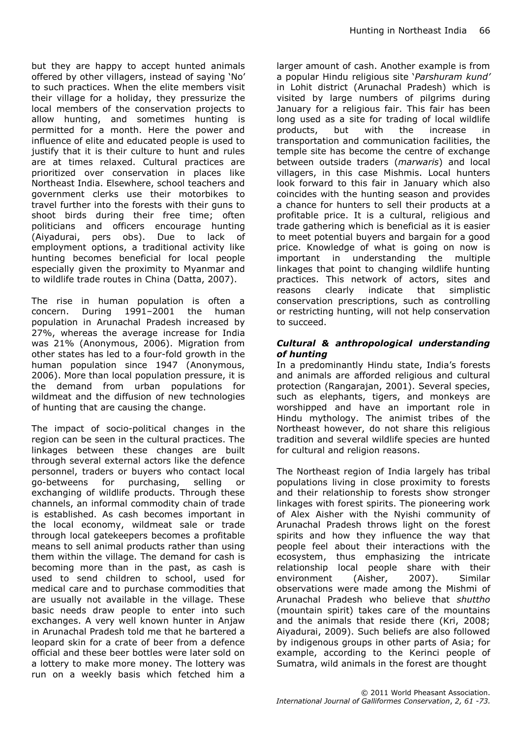but they are happy to accept hunted animals offered by other villagers, instead of saying 'No' to such practices. When the elite members visit their village for a holiday, they pressurize the local members of the conservation projects to allow hunting, and sometimes hunting is permitted for a month. Here the power and influence of elite and educated people is used to justify that it is their culture to hunt and rules are at times relaxed. Cultural practices are prioritized over conservation in places like Northeast India. Elsewhere, school teachers and government clerks use their motorbikes to travel further into the forests with their guns to shoot birds during their free time; often politicians and officers encourage hunting (Aiyadurai, pers obs). Due to lack of employment options, a traditional activity like hunting becomes beneficial for local people especially given the proximity to Myanmar and to wildlife trade routes in China (Datta, 2007).

The rise in human population is often a concern. During 1991–2001 the human population in Arunachal Pradesh increased by 27%, whereas the average increase for India was 21% (Anonymous, 2006). Migration from other states has led to a four-fold growth in the human population since 1947 (Anonymous, 2006). More than local population pressure, it is the demand from urban populations for wildmeat and the diffusion of new technologies of hunting that are causing the change.

The impact of socio-political changes in the region can be seen in the cultural practices. The linkages between these changes are built through several external actors like the defence personnel, traders or buyers who contact local go-betweens for purchasing, selling or exchanging of wildlife products. Through these channels, an informal commodity chain of trade is established. As cash becomes important in the local economy, wildmeat sale or trade through local gatekeepers becomes a profitable means to sell animal products rather than using them within the village. The demand for cash is becoming more than in the past, as cash is used to send children to school, used for medical care and to purchase commodities that are usually not available in the village. These basic needs draw people to enter into such exchanges. A very well known hunter in Anjaw in Arunachal Pradesh told me that he bartered a leopard skin for a crate of beer from a defence official and these beer bottles were later sold on a lottery to make more money. The lottery was run on a weekly basis which fetched him a larger amount of cash. Another example is from a popular Hindu religious site '*Parshuram kund'* in Lohit district (Arunachal Pradesh) which is visited by large numbers of pilgrims during January for a religious fair. This fair has been long used as a site for trading of local wildlife products, but with the increase in transportation and communication facilities, the temple site has become the centre of exchange between outside traders (*marwaris*) and local villagers, in this case Mishmis. Local hunters look forward to this fair in January which also coincides with the hunting season and provides a chance for hunters to sell their products at a profitable price. It is a cultural, religious and trade gathering which is beneficial as it is easier to meet potential buyers and bargain for a good price. Knowledge of what is going on now is important in understanding the multiple linkages that point to changing wildlife hunting practices. This network of actors, sites and reasons clearly indicate that simplistic conservation prescriptions, such as controlling or restricting hunting, will not help conservation to succeed.

### *Cultural & anthropological understanding of hunting*

In a predominantly Hindu state, India's forests and animals are afforded religious and cultural protection (Rangarajan, 2001). Several species, such as elephants, tigers, and monkeys are worshipped and have an important role in Hindu mythology. The animist tribes of the Northeast however, do not share this religious tradition and several wildlife species are hunted for cultural and religion reasons.

The Northeast region of India largely has tribal populations living in close proximity to forests and their relationship to forests show stronger linkages with forest spirits. The pioneering work of Alex Aisher with the Nyishi community of Arunachal Pradesh throws light on the forest spirits and how they influence the way that people feel about their interactions with the ecosystem, thus emphasizing the intricate relationship local people share with their environment (Aisher, 2007). Similar observations were made among the Mishmi of Arunachal Pradesh who believe that *shuttho* (mountain spirit) takes care of the mountains and the animals that reside there (Kri, 2008; Aiyadurai, 2009). Such beliefs are also followed by indigenous groups in other parts of Asia; for example, according to the Kerinci people of Sumatra, wild animals in the forest are thought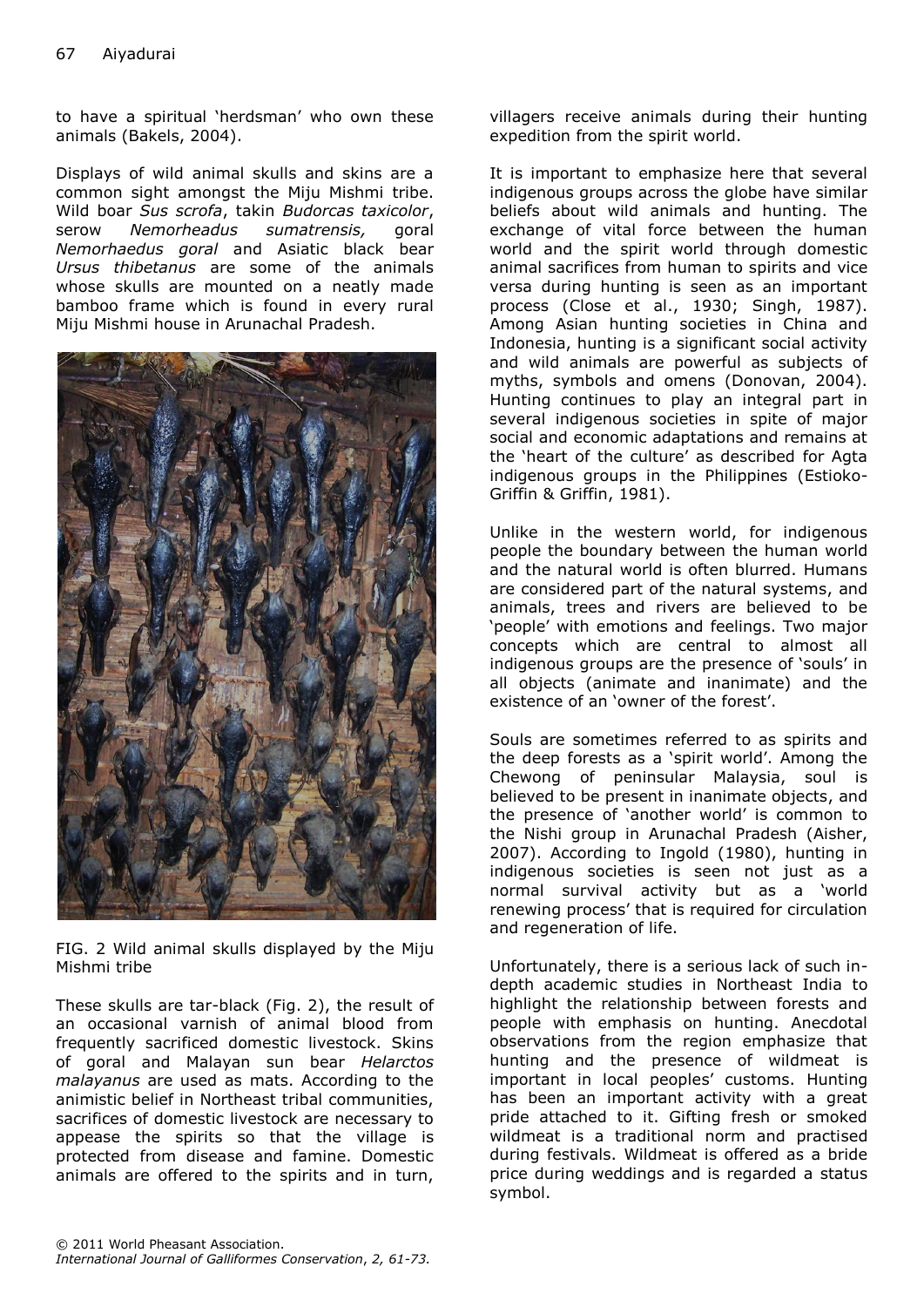to have a spiritual 'herdsman' who own these animals (Bakels, 2004).

Displays of wild animal skulls and skins are a common sight amongst the Miju Mishmi tribe. Wild boar *Sus scrofa*, takin *Budorcas taxicolor*, serow *Nemorheadus sumatrensis,* goral *Nemorhaedus goral* and Asiatic black bear *Ursus thibetanus* are some of the animals whose skulls are mounted on a neatly made bamboo frame which is found in every rural Miju Mishmi house in Arunachal Pradesh.

FIG. 2 Wild animal skulls displayed by the Miju Mishmi tribe

These skulls are tar-black (Fig. 2), the result of an occasional varnish of animal blood from frequently sacrificed domestic livestock. Skins of goral and Malayan sun bear *Helarctos malayanus* are used as mats. According to the animistic belief in Northeast tribal communities, sacrifices of domestic livestock are necessary to appease the spirits so that the village is protected from disease and famine. Domestic animals are offered to the spirits and in turn, villagers receive animals during their hunting expedition from the spirit world.

It is important to emphasize here that several indigenous groups across the globe have similar beliefs about wild animals and hunting. The exchange of vital force between the human world and the spirit world through domestic animal sacrifices from human to spirits and vice versa during hunting is seen as an important process (Close et al., 1930; Singh, 1987). Among Asian hunting societies in China and Indonesia, hunting is a significant social activity and wild animals are powerful as subjects of myths, symbols and omens (Donovan, 2004). Hunting continues to play an integral part in several indigenous societies in spite of major social and economic adaptations and remains at the 'heart of the culture' as described for Agta indigenous groups in the Philippines (Estioko-Griffin & Griffin, 1981).

Unlike in the western world, for indigenous people the boundary between the human world and the natural world is often blurred. Humans are considered part of the natural systems, and animals, trees and rivers are believed to be 'people' with emotions and feelings. Two major concepts which are central to almost all indigenous groups are the presence of 'souls' in all objects (animate and inanimate) and the existence of an 'owner of the forest'.

Souls are sometimes referred to as spirits and the deep forests as a 'spirit world'. Among the Chewong of peninsular Malaysia, soul is believed to be present in inanimate objects, and the presence of 'another world' is common to the Nishi group in Arunachal Pradesh (Aisher, 2007). According to Ingold (1980), hunting in indigenous societies is seen not just as a normal survival activity but as a 'world renewing process' that is required for circulation and regeneration of life.

Unfortunately, there is a serious lack of such in-depth academic studies in Northeast India to highlight the relationship between forests and people with emphasis on hunting. Anecdotal observations from the region emphasize that hunting and the presence of wildmeat is important in local peoples' customs. Hunting has been an important activity with a great pride attached to it. Gifting fresh or smoked wildmeat is a traditional norm and practised during festivals. Wildmeat is offered as a bride price during weddings and is regarded a status symbol.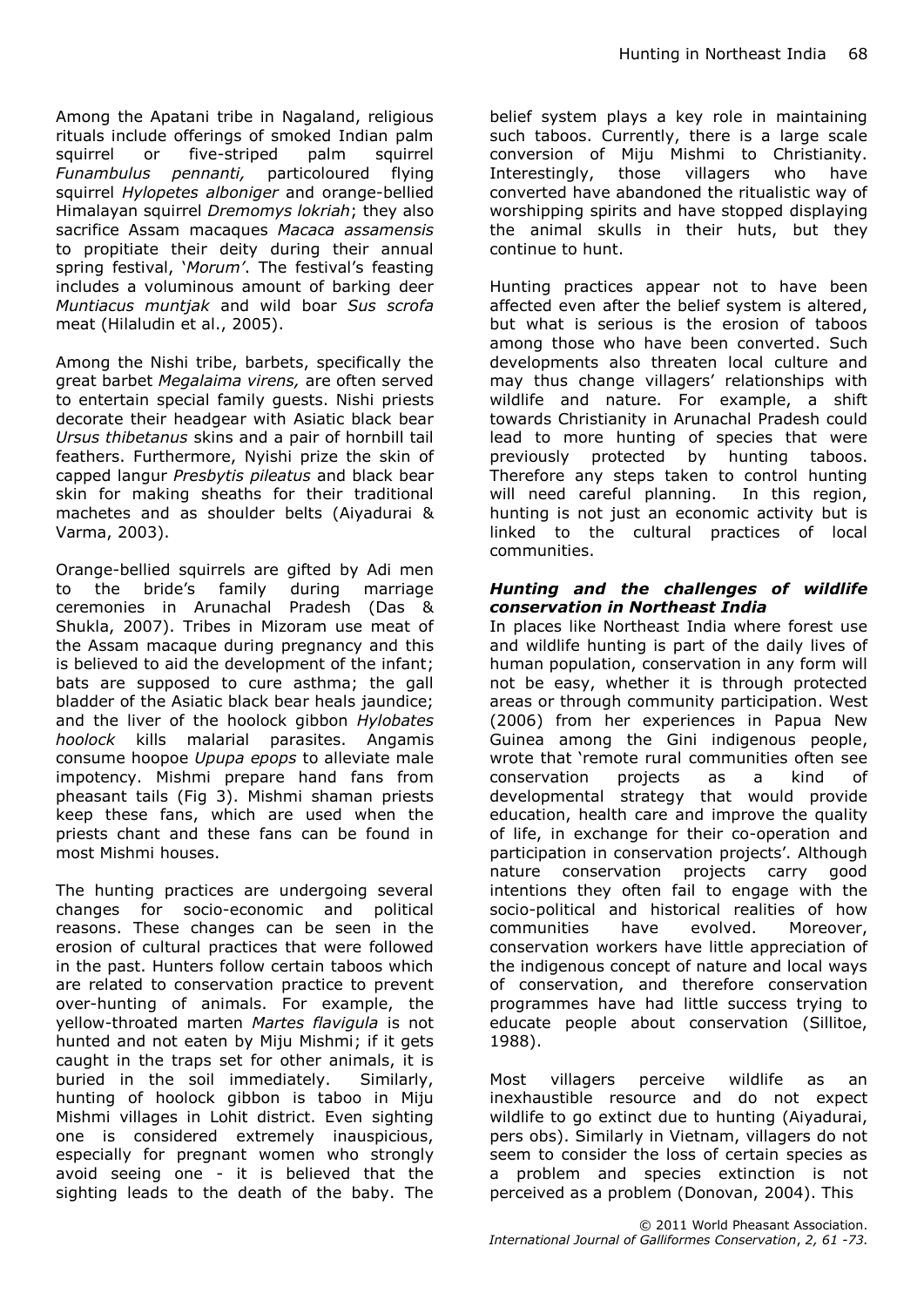Among the Apatani tribe in Nagaland, religious rituals include offerings of smoked Indian palm squirrel or five-striped palm squirrel *Funambulus pennanti,* particoloured flying squirrel *Hylopetes alboniger* and orange-bellied Himalayan squirrel *Dremomys lokriah*; they also sacrifice Assam macaques *Macaca assamensis* to propitiate their deity during their annual spring festival, '*Morum*'. The festival's feasting includes a voluminous amount of barking deer *Muntiacus muntjak* and wild boar *Sus scrofa* meat (Hilaludin et al., 2005).

Among the Nishi tribe, barbets, specifically the great barbet *Megalaima virens,* are often served to entertain special family guests. Nishi priests decorate their headgear with Asiatic black bear *Ursus thibetanus* skins and a pair of hornbill tail feathers. Furthermore, Nyishi prize the skin of capped langur *Presbytis pileatus* and black bear skin for making sheaths for their traditional machetes and as shoulder belts (Aiyadurai & Varma, 2003).

Orange-bellied squirrels are gifted by Adi men to the bride's family during marriage ceremonies in Arunachal Pradesh (Das & Shukla, 2007). Tribes in Mizoram use meat of the Assam macaque during pregnancy and this is believed to aid the development of the infant; bats are supposed to cure asthma; the gall bladder of the Asiatic black bear heals jaundice; and the liver of the hoolock gibbon *Hylobates hoolock* kills malarial parasites. Angamis consume hoopoe *Upupa epops* to alleviate male impotency. Mishmi prepare hand fans from pheasant tails (Fig 3). Mishmi shaman priests keep these fans, which are used when the priests chant and these fans can be found in most Mishmi houses.

The hunting practices are undergoing several changes for socio-economic and political reasons. These changes can be seen in the erosion of cultural practices that were followed in the past. Hunters follow certain taboos which are related to conservation practice to prevent over-hunting of animals. For example, the yellow-throated marten *Martes flavigula* is not hunted and not eaten by Miju Mishmi; if it gets caught in the traps set for other animals, it is buried in the soil immediately. Similarly, hunting of hoolock gibbon is taboo in Miju Mishmi villages in Lohit district. Even sighting one is considered extremely inauspicious, especially for pregnant women who strongly avoid seeing one - it is believed that the sighting leads to the death of the baby. The belief system plays a key role in maintaining such taboos. Currently, there is a large scale conversion of Miju Mishmi to Christianity. Interestingly, those villagers who have converted have abandoned the ritualistic way of worshipping spirits and have stopped displaying the animal skulls in their huts, but they continue to hunt.

Hunting practices appear not to have been affected even after the belief system is altered, but what is serious is the erosion of taboos among those who have been converted. Such developments also threaten local culture and may thus change villagers' relationships with wildlife and nature. For example, a shift towards Christianity in Arunachal Pradesh could lead to more hunting of species that were previously protected by hunting taboos. Therefore any steps taken to control hunting will need careful planning. In this region, hunting is not just an economic activity but is linked to the cultural practices of local communities.

### *Hunting and the challenges of wildlife conservation in Northeast India*

In places like Northeast India where forest use and wildlife hunting is part of the daily lives of human population, conservation in any form will not be easy, whether it is through protected areas or through community participation. West (2006) from her experiences in Papua New Guinea among the Gini indigenous people, wrote that 'remote rural communities often see conservation projects as a kind of developmental strategy that would provide education, health care and improve the quality of life, in exchange for their co-operation and participation in conservation projects'. Although nature conservation projects carry good intentions they often fail to engage with the socio-political and historical realities of how communities have evolved. Moreover, conservation workers have little appreciation of the indigenous concept of nature and local ways of conservation, and therefore conservation programmes have had little success trying to educate people about conservation (Sillitoe, 1988).

Most villagers perceive wildlife as an inexhaustible resource and do not expect wildlife to go extinct due to hunting (Aiyadurai, pers obs). Similarly in Vietnam, villagers do not seem to consider the loss of certain species as a problem and species extinction is not perceived as a problem (Donovan, 2004). This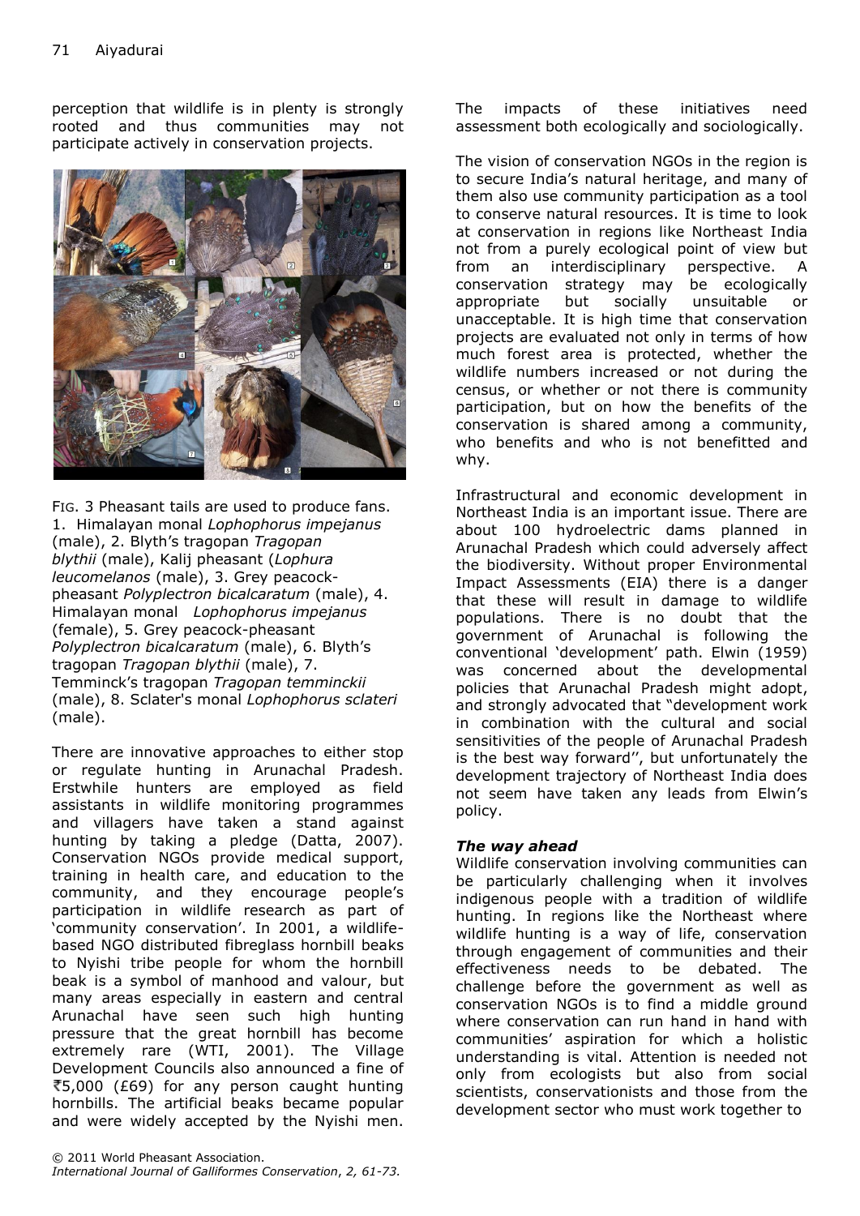perception that wildlife is in plenty is strongly rooted and thus communities may not participate actively in conservation projects.

FIG. 3 Pheasant tails are used to produce fans. 1. Himalayan monal *Lophophorus impejanus* (male), 2. Blyth's tragopan *Tragopan blythii* (male), Kalij pheasant (*Lophura leucomelanos* (male), 3. Grey peacock-pheasant *Polyplectron bicalcaratum* (male), 4. Himalayan monal *Lophophorus impejanus* (female), 5. Grey peacock-pheasant *Polyplectron bicalcaratum* (male), 6. Blyth's tragopan *Tragopan blythii* (male), 7. Temminck's tragopan *Tragopan temminckii* (male), 8. Sclater's monal *Lophophorus sclateri* (male).

There are innovative approaches to either stop or regulate hunting in Arunachal Pradesh. Erstwhile hunters are employed as field assistants in wildlife monitoring programmes and villagers have taken a stand against hunting by taking a pledge (Datta, 2007). Conservation NGOs provide medical support, training in health care, and education to the community, and they encourage people's participation in wildlife research as part of 'community conservation'. In 2001, a wildlife-based NGO distributed fibreglass hornbill beaks to Nyishi tribe people for whom the hornbill beak is a symbol of manhood and valour, but many areas especially in eastern and central Arunachal have seen such high hunting pressure that the great hornbill has become extremely rare (WTI, 2001). The Village Development Councils also announced a fine of ₹5,000 (£69) for any person caught hunting hornbills. The artificial beaks became popular and were widely accepted by the Nyishi men. The impacts of these initiatives need assessment both ecologically and sociologically.

The vision of conservation NGOs in the region is to secure India's natural heritage, and many of them also use community participation as a tool to conserve natural resources. It is time to look at conservation in regions like Northeast India not from a purely ecological point of view but from an interdisciplinary perspective. A conservation strategy may be ecologically appropriate but socially unsuitable or unacceptable. It is high time that conservation projects are evaluated not only in terms of how much forest area is protected, whether the wildlife numbers increased or not during the census, or whether or not there is community participation, but on how the benefits of the conservation is shared among a community, who benefits and who is not benefitted and why.

Infrastructural and economic development in Northeast India is an important issue. There are about 100 hydroelectric dams planned in Arunachal Pradesh which could adversely affect the biodiversity. Without proper Environmental Impact Assessments (EIA) there is a danger that these will result in damage to wildlife populations. There is no doubt that the government of Arunachal is following the conventional 'development' path. Elwin (1959) was concerned about the developmental policies that Arunachal Pradesh might adopt, and strongly advocated that "development work in combination with the cultural and social sensitivities of the people of Arunachal Pradesh is the best way forward'', but unfortunately the development trajectory of Northeast India does not seem have taken any leads from Elwin's policy.

### *The way ahead*

Wildlife conservation involving communities can be particularly challenging when it involves indigenous people with a tradition of wildlife hunting. In regions like the Northeast where wildlife hunting is a way of life, conservation through engagement of communities and their effectiveness needs to be debated. The challenge before the government as well as conservation NGOs is to find a middle ground where conservation can run hand in hand with communities' aspiration for which a holistic understanding is vital. Attention is needed not only from ecologists but also from social scientists, conservationists and those from the development sector who must work together to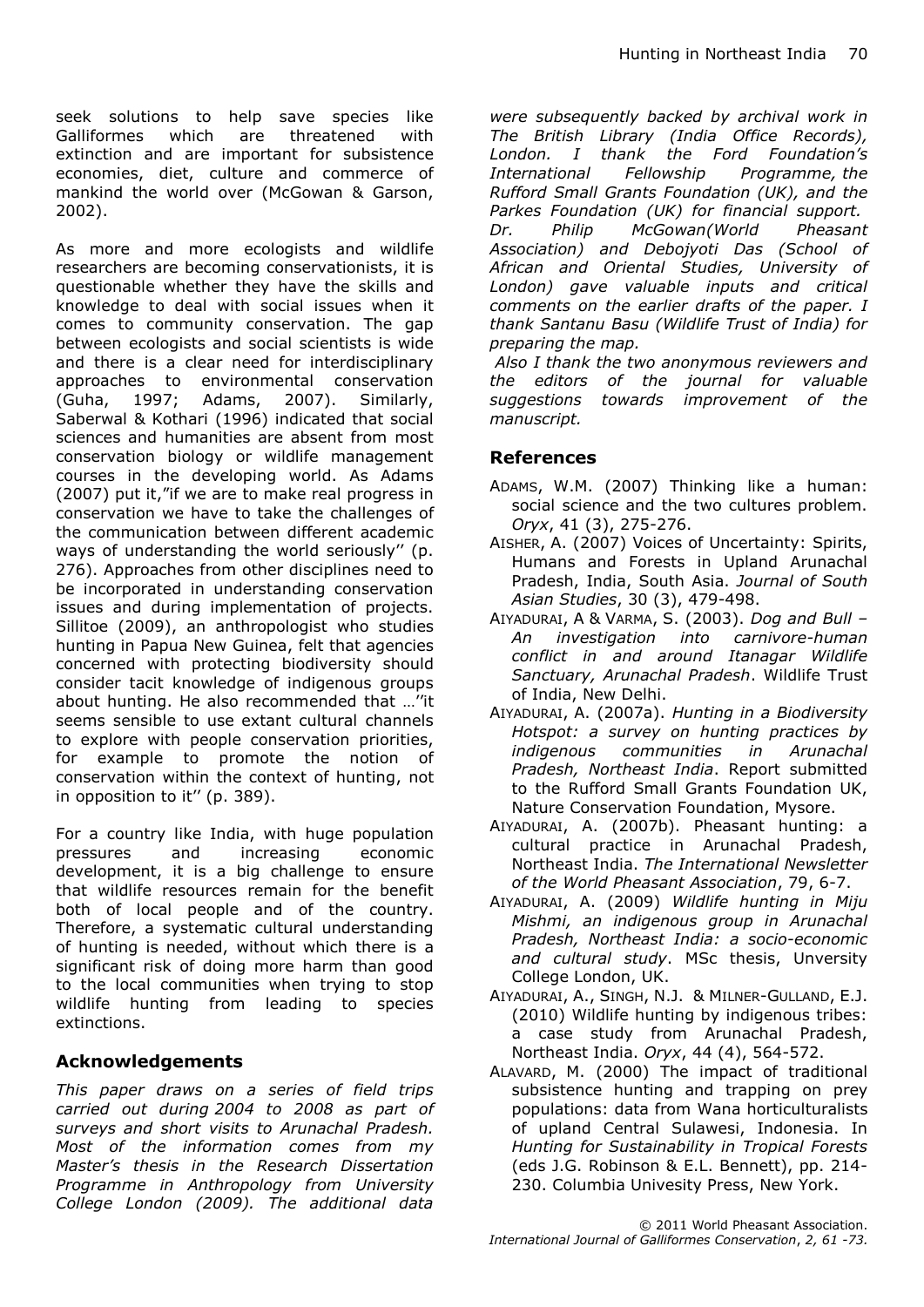seek solutions to help save species like Galliformes which are threatened with extinction and are important for subsistence economies, diet, culture and commerce of mankind the world over (McGowan & Garson, 2002).

As more and more ecologists and wildlife researchers are becoming conservationists, it is questionable whether they have the skills and knowledge to deal with social issues when it comes to community conservation. The gap between ecologists and social scientists is wide and there is a clear need for interdisciplinary approaches to environmental conservation (Guha, 1997; Adams, 2007). Similarly, Saberwal & Kothari (1996) indicated that social sciences and humanities are absent from most conservation biology or wildlife management courses in the developing world. As Adams (2007) put it,"if we are to make real progress in conservation we have to take the challenges of the communication between different academic ways of understanding the world seriously'' (p. 276). Approaches from other disciplines need to be incorporated in understanding conservation issues and during implementation of projects. Sillitoe (2009), an anthropologist who studies hunting in Papua New Guinea, felt that agencies concerned with protecting biodiversity should consider tacit knowledge of indigenous groups about hunting. He also recommended that …''it seems sensible to use extant cultural channels to explore with people conservation priorities, for example to promote the notion of conservation within the context of hunting, not in opposition to it'' (p. 389).

For a country like India, with huge population pressures and increasing economic development, it is a big challenge to ensure that wildlife resources remain for the benefit both of local people and of the country. Therefore, a systematic cultural understanding of hunting is needed, without which there is a significant risk of doing more harm than good to the local communities when trying to stop wildlife hunting from leading to species extinctions.

## Acknowledgements

*This paper draws on a series of field trips carried out during 2004 to 2008 as part of surveys and short visits to Arunachal Pradesh. Most of the information comes from my Master's thesis in the Research Dissertation Programme in Anthropology from University College London (2009). The additional data were subsequently backed by archival work in The British Library (India Office Records), London. I thank the Ford Foundation's International Fellowship Programme, the Rufford Small Grants Foundation (UK), and the Parkes Foundation (UK) for financial support. Dr. Philip McGowan(World Pheasant Association) and Debojyoti Das (School of African and Oriental Studies, University of London) gave valuable inputs and critical comments on the earlier drafts of the paper. I thank Santanu Basu (Wildlife Trust of India) for preparing the map.*

*Also I thank the two anonymous reviewers and the editors of the journal for valuable suggestions towards improvement of the manuscript.*

## References

ADAMS, W.M. (2007) Thinking like a human: social science and the two cultures problem. *Oryx*, 41 (3), 275-276.

AISHER, A. (2007) Voices of Uncertainty: Spirits, Humans and Forests in Upland Arunachal Pradesh, India, South Asia. *Journal of South Asian Studies*, 30 (3), 479-498.

AIYADURAI, A & VARMA, S. (2003). *Dog and Bull – An investigation into carnivore-human conflict in and around Itanagar Wildlife Sanctuary, Arunachal Pradesh*. Wildlife Trust of India, New Delhi.

AIYADURAI, A. (2007a). *Hunting in a Biodiversity Hotspot: a survey on hunting practices by indigenous communities in Arunachal Pradesh, Northeast India*. Report submitted to the Rufford Small Grants Foundation UK, Nature Conservation Foundation, Mysore.

AIYADURAI, A. (2007b). Pheasant hunting: a cultural practice in Arunachal Pradesh, Northeast India. *The International Newsletter of the World Pheasant Association*, 79, 6-7.

AIYADURAI, A. (2009) *Wildlife hunting in Miju Mishmi, an indigenous group in Arunachal Pradesh, Northeast India: a socio-economic and cultural study*. MSc thesis, Unversity College London, UK.

AIYADURAI, A., SINGH, N.J. & MILNER-GULLAND, E.J. (2010) Wildlife hunting by indigenous tribes: a case study from Arunachal Pradesh, Northeast India. *Oryx*, 44 (4), 564-572.

ALAVARD, M. (2000) The impact of traditional subsistence hunting and trapping on prey populations: data from Wana horticulturalists of upland Central Sulawesi, Indonesia. In *Hunting for Sustainability in Tropical Forests* (eds J.G. Robinson & E.L. Bennett), pp. 214-230. Columbia Univesity Press, New York.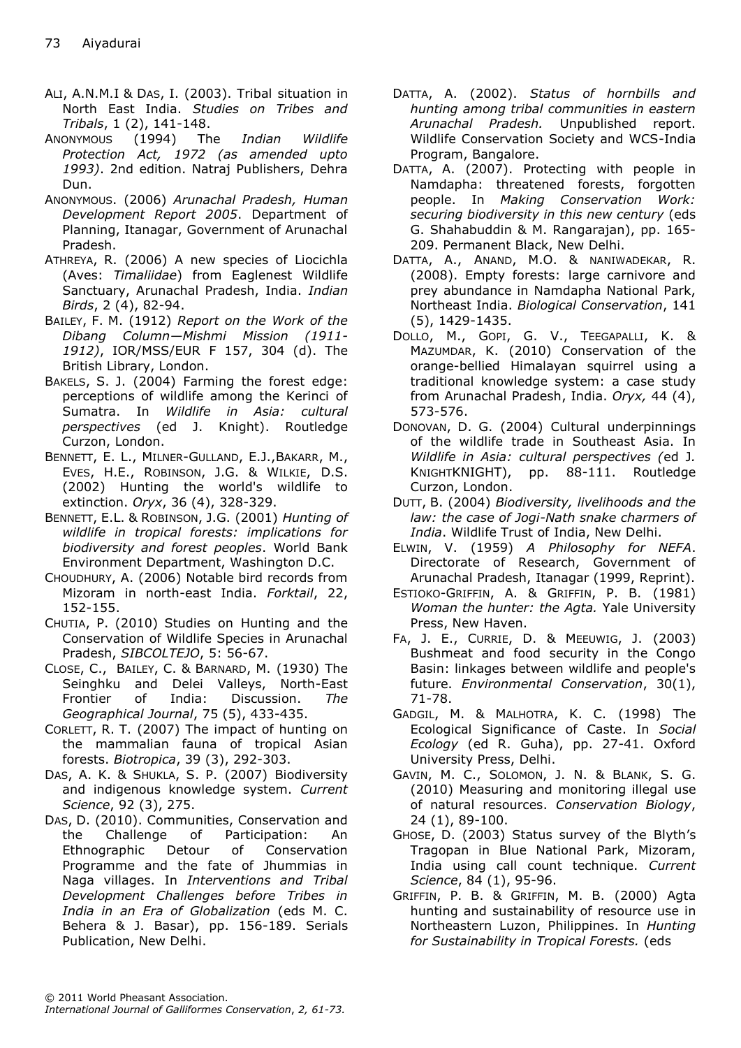ALI, A.N.M.I & DAS, I. (2003). Tribal situation in North East India. *Studies on Tribes and Tribals*, 1 (2), 141-148.

ANONYMOUS (1994) The *Indian Wildlife Protection Act, 1972 (as amended upto 1993)*. 2nd edition. Natraj Publishers, Dehra Dun.

ANONYMOUS. (2006) *Arunachal Pradesh, Human Development Report 2005*. Department of Planning, Itanagar, Government of Arunachal Pradesh.

ATHREYA, R. (2006) A new species of Liocichla (Aves: *Timaliidae*) from Eaglenest Wildlife Sanctuary, Arunachal Pradesh, India. *Indian Birds*, 2 (4), 82-94.

BAILEY, F. M. (1912) *Report on the Work of the Dibang Column—Mishmi Mission (1911-1912)*, IOR/MSS/EUR F 157, 304 (d). The British Library, London.

BAKELS, S. J. (2004) Farming the forest edge: perceptions of wildlife among the Kerinci of Sumatra. In *Wildlife in Asia: cultural perspectives* (ed J. Knight). Routledge Curzon, London.

BENNETT, E. L., MILNER-GULLAND, E.J.,BAKARR, M., EVES, H.E., ROBINSON, J.G. & WILKIE, D.S. (2002) Hunting the world's wildlife to extinction. *Oryx*, 36 (4), 328-329.

BENNETT, E.L. & ROBINSON, J.G. (2001) *Hunting of wildlife in tropical forests: implications for biodiversity and forest peoples*. World Bank Environment Department, Washington D.C.

CHOUDHURY, A. (2006) Notable bird records from Mizoram in north-east India. *Forktail*, 22, 152-155.

CHUTIA, P. (2010) Studies on Hunting and the Conservation of Wildlife Species in Arunachal Pradesh, *SIBCOLTEJO*, 5: 56-67.

CLOSE, C., BAILEY, C. & BARNARD, M. (1930) The Seinghku and Delei Valleys, North-East Frontier of India: Discussion. *The Geographical Journal*, 75 (5), 433-435.

CORLETT, R. T. (2007) The impact of hunting on the mammalian fauna of tropical Asian forests. *Biotropica*, 39 (3), 292-303.

DAS, A. K. & SHUKLA, S. P. (2007) Biodiversity and indigenous knowledge system. *Current Science*, 92 (3), 275.

DAS, D. (2010). Communities, Conservation and the Challenge of Participation: An Ethnographic Detour of Conservation Programme and the fate of Jhummias in Naga villages. In *Interventions and Tribal Development Challenges before Tribes in India in an Era of Globalization* (eds M. C. Behera & J. Basar), pp. 156-189. Serials Publication, New Delhi.

DATTA, A. (2002). *Status of hornbills and hunting among tribal communities in eastern Arunachal Pradesh.* Unpublished report. Wildlife Conservation Society and WCS-India Program, Bangalore.

DATTA, A. (2007). Protecting with people in Namdapha: threatened forests, forgotten people. In *Making Conservation Work: securing biodiversity in this new century* (eds G. Shahabuddin & M. Rangarajan), pp. 165-209. Permanent Black, New Delhi.

DATTA, A., ANAND, M.O. & NANIWADEKAR, R. (2008). Empty forests: large carnivore and prey abundance in Namdapha National Park, Northeast India. *Biological Conservation*, 141 (5), 1429-1435.

DOLLO, M., GOPI, G. V., TEEGAPALLI, K. & MAZUMDAR, K. (2010) Conservation of the orange-bellied Himalayan squirrel using a traditional knowledge system: a case study from Arunachal Pradesh, India. *Oryx,* 44 (4), 573-576.

DONOVAN, D. G. (2004) Cultural underpinnings of the wildlife trade in Southeast Asia. In *Wildlife in Asia: cultural perspectives (*ed J. KNIGHTKNIGHT), pp. 88-111. Routledge Curzon, London.

DUTT, B. (2004) *Biodiversity, livelihoods and the law: the case of Jogi-Nath snake charmers of India*. Wildlife Trust of India, New Delhi.

ELWIN, V. (1959) *A Philosophy for NEFA*. Directorate of Research, Government of Arunachal Pradesh, Itanagar (1999, Reprint).

ESTIOKO-GRIFFIN, A. & GRIFFIN, P. B. (1981) *Woman the hunter: the Agta.* Yale University Press, New Haven.

FA, J. E., CURRIE, D. & MEEUWIG, J. (2003) Bushmeat and food security in the Congo Basin: linkages between wildlife and people's future. *Environmental Conservation*, 30(1), 71-78.

GADGIL, M. & MALHOTRA, K. C. (1998) The Ecological Significance of Caste. In *Social Ecology* (ed R. Guha), pp. 27-41. Oxford University Press, Delhi.

GAVIN, M. C., SOLOMON, J. N. & BLANK, S. G. (2010) Measuring and monitoring illegal use of natural resources. *Conservation Biology*, 24 (1), 89-100.

GHOSE, D. (2003) Status survey of the Blyth's Tragopan in Blue National Park, Mizoram, India using call count technique. *Current Science*, 84 (1), 95-96.

GRIFFIN, P. B. & GRIFFIN, M. B. (2000) Agta hunting and sustainability of resource use in Northeastern Luzon, Philippines. In *Hunting for Sustainability in Tropical Forests.* (eds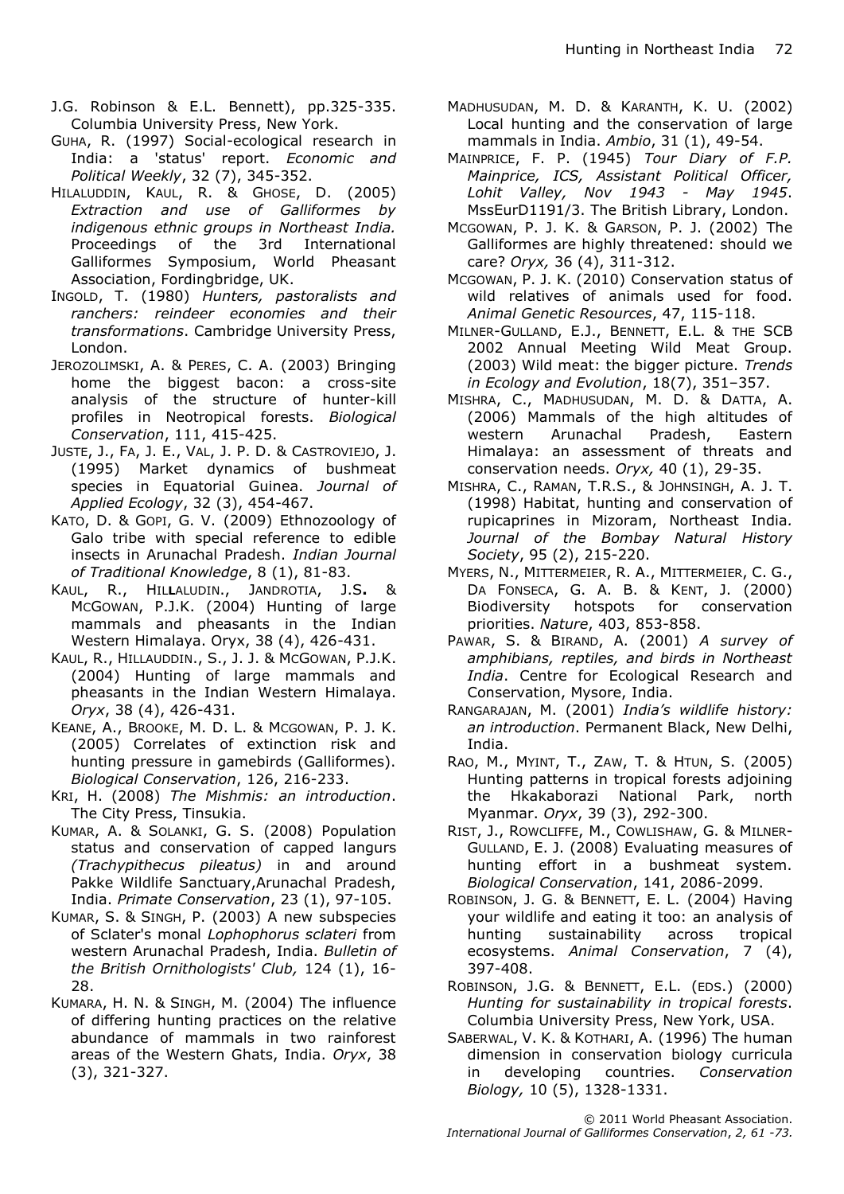J.G. Robinson & E.L. Bennett), pp.325-335. Columbia University Press, New York.

GUHA, R. (1997) Social-ecological research in India: a 'status' report. *Economic and Political Weekly*, 32 (7), 345-352.

HILALUDDIN, KAUL, R. & GHOSE, D. (2005) *Extraction and use of Galliformes by indigenous ethnic groups in Northeast India.* Proceedings of the 3rd International Galliformes Symposium, World Pheasant Association, Fordingbridge, UK.

INGOLD, T. (1980) *Hunters, pastoralists and ranchers: reindeer economies and their transformations*. Cambridge University Press, London.

JEROZOLIMSKI, A. & PERES, C. A. (2003) Bringing home the biggest bacon: a cross-site analysis of the structure of hunter-kill profiles in Neotropical forests. *Biological Conservation*, 111, 415-425.

JUSTE, J., FA, J. E., VAL, J. P. D. & CASTROVIEJO, J. (1995) Market dynamics of bushmeat species in Equatorial Guinea. *Journal of Applied Ecology*, 32 (3), 454-467.

KATO, D. & GOPI, G. V. (2009) Ethnozoology of Galo tribe with special reference to edible insects in Arunachal Pradesh. *Indian Journal of Traditional Knowledge*, 8 (1), 81-83.

KAUL, R., HILLALUDIN., JANDROTIA, J.S. & MCGOWAN, P.J.K. (2004) Hunting of large mammals and pheasants in the Indian Western Himalaya. Oryx, 38 (4), 426-431.

KAUL, R., HILLAUDDIN., S., J. J. & MCGOWAN, P.J.K. (2004) Hunting of large mammals and pheasants in the Indian Western Himalaya. *Oryx*, 38 (4), 426-431.

KEANE, A., BROOKE, M. D. L. & MCGOWAN, P. J. K. (2005) Correlates of extinction risk and hunting pressure in gamebirds (Galliformes). *Biological Conservation*, 126, 216-233.

KRI, H. (2008) *The Mishmis: an introduction*. The City Press, Tinsukia.

KUMAR, A. & SOLANKI, G. S. (2008) Population status and conservation of capped langurs *(Trachypithecus pileatus)* in and around Pakke Wildlife Sanctuary,Arunachal Pradesh, India. *Primate Conservation*, 23 (1), 97-105.

KUMAR, S. & SINGH, P. (2003) A new subspecies of Sclater's monal *Lophophorus sclateri* from western Arunachal Pradesh, India. *Bulletin of the British Ornithologists' Club,* 124 (1), 16-28.

KUMARA, H. N. & SINGH, M. (2004) The influence of differing hunting practices on the relative abundance of mammals in two rainforest areas of the Western Ghats, India. *Oryx*, 38 (3), 321-327.

MADHUSUDAN, M. D. & KARANTH, K. U. (2002) Local hunting and the conservation of large mammals in India. *Ambio*, 31 (1), 49-54.

MAINPRICE, F. P. (1945) *Tour Diary of F.P. Mainprice, ICS, Assistant Political Officer, Lohit Valley, Nov 1943 - May 1945*. MssEurD1191/3. The British Library, London.

MCGOWAN, P. J. K. & GARSON, P. J. (2002) The Galliformes are highly threatened: should we care? *Oryx,* 36 (4), 311-312.

MCGOWAN, P. J. K. (2010) Conservation status of wild relatives of animals used for food. *Animal Genetic Resources*, 47, 115-118.

MILNER-GULLAND, E.J., BENNETT, E.L. & THE SCB 2002 Annual Meeting Wild Meat Group. (2003) Wild meat: the bigger picture. *Trends in Ecology and Evolution*, 18(7), 351–357.

MISHRA, C., MADHUSUDAN, M. D. & DATTA, A. (2006) Mammals of the high altitudes of western Arunachal Pradesh, Eastern Himalaya: an assessment of threats and conservation needs. *Oryx,* 40 (1), 29-35.

MISHRA, C., RAMAN, T.R.S., & JOHNSINGH, A. J. T. (1998) Habitat, hunting and conservation of rupicaprines in Mizoram, Northeast India. *Journal of the Bombay Natural History Society*, 95 (2), 215-220.

MYERS, N., MITTERMEIER, R. A., MITTERMEIER, C. G., DA FONSECA, G. A. B. & KENT, J. (2000) Biodiversity hotspots for conservation priorities. *Nature*, 403, 853-858.

PAWAR, S. & BIRAND, A. (2001) *A survey of amphibians, reptiles, and birds in Northeast India*. Centre for Ecological Research and Conservation, Mysore, India.

RANGARAJAN, M. (2001) *India's wildlife history: an introduction*. Permanent Black, New Delhi, India.

RAO, M., MYINT, T., ZAW, T. & HTUN, S. (2005) Hunting patterns in tropical forests adjoining the Hkakaborazi National Park, north Myanmar. *Oryx*, 39 (3), 292-300.

RIST, J., ROWCLIFFE, M., COWLISHAW, G. & MILNER-GULLAND, E. J. (2008) Evaluating measures of hunting effort in a bushmeat system. *Biological Conservation*, 141, 2086-2099.

ROBINSON, J. G. & BENNETT, E. L. (2004) Having your wildlife and eating it too: an analysis of hunting sustainability across tropical ecosystems. *Animal Conservation*, 7 (4), 397-408.

ROBINSON, J.G. & BENNETT, E.L. (EDS.) (2000) *Hunting for sustainability in tropical forests*. Columbia University Press, New York, USA.

SABERWAL, V. K. & KOTHARI, A. (1996) The human dimension in conservation biology curricula in developing countries. *Conservation Biology,* 10 (5), 1328-1331.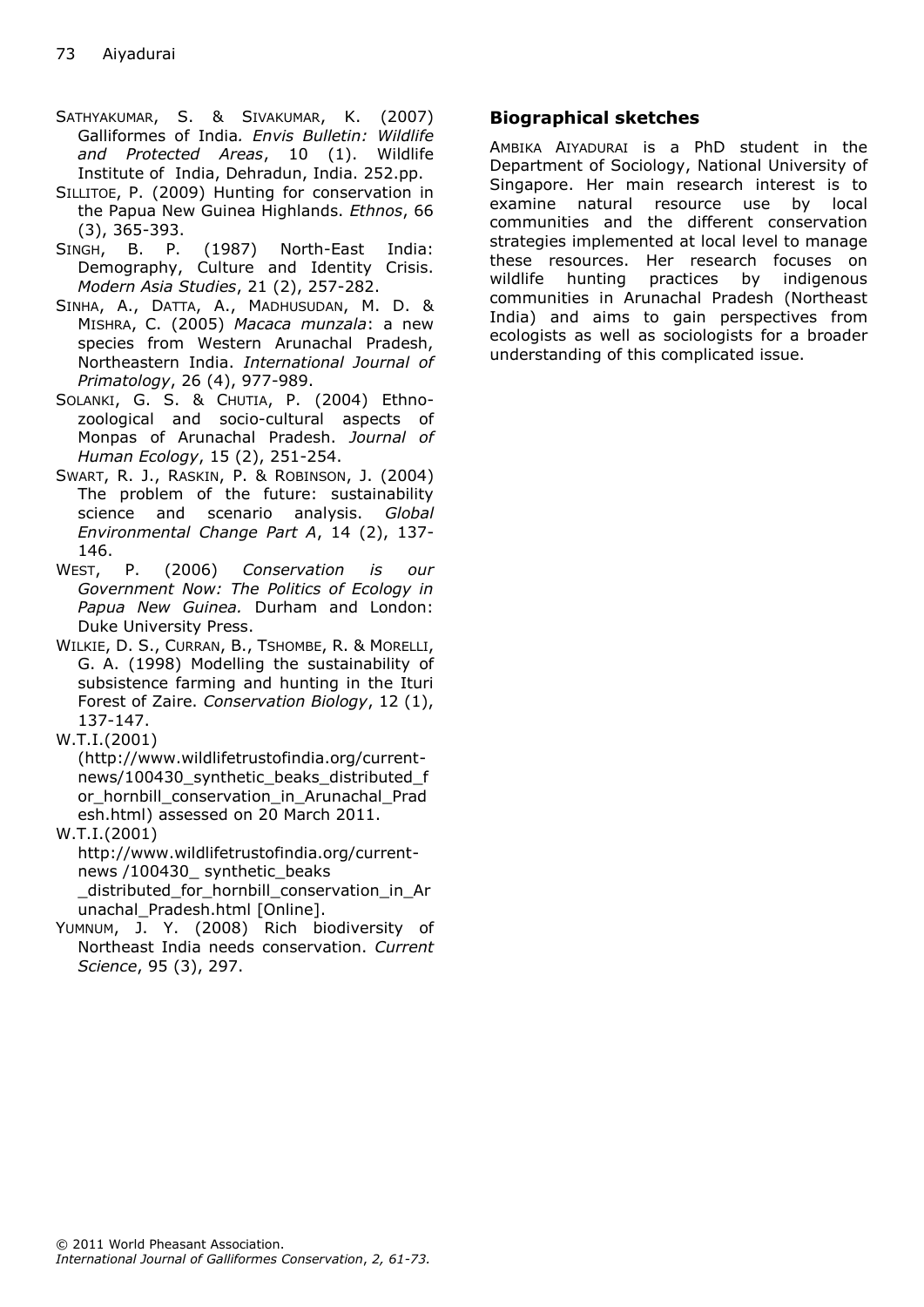SATHYAKUMAR, S. & SIVAKUMAR, K. (2007) Galliformes of India*. Envis Bulletin: Wildlife and Protected Areas*, 10 (1). Wildlife Institute of India, Dehradun, India. 252.pp.

SILLITOE, P. (2009) Hunting for conservation in the Papua New Guinea Highlands. *Ethnos*, 66 (3), 365-393.

SINGH, B. P. (1987) North-East India: Demography, Culture and Identity Crisis. *Modern Asia Studies*, 21 (2), 257-282.

SINHA, A., DATTA, A., MADHUSUDAN, M. D. & MISHRA, C. (2005) *Macaca munzala*: a new species from Western Arunachal Pradesh, Northeastern India. *International Journal of Primatology*, 26 (4), 977-989.

SOLANKI, G. S. & CHUTIA, P. (2004) Ethno-zoological and socio-cultural aspects of Monpas of Arunachal Pradesh. *Journal of Human Ecology*, 15 (2), 251-254.

SWART, R. J., RASKIN, P. & ROBINSON, J. (2004) The problem of the future: sustainability science and scenario analysis. *Global Environmental Change Part A*, 14 (2), 137-146.

WEST, P. (2006) *Conservation is our Government Now: The Politics of Ecology in Papua New Guinea.* Durham and London: Duke University Press.

WILKIE, D. S., CURRAN, B., TSHOMBE, R. & MORELLI, G. A. (1998) Modelling the sustainability of subsistence farming and hunting in the Ituri Forest of Zaire. *Conservation Biology*, 12 (1), 137-147.

W.T.I.(2001) (http://www.wildlifetrustofindia.org/current-news/100430_synthetic_beaks_distributed_for_hornbill_conservation_in_Arunachal_Pradesh.html) assessed on 20 March 2011.

W.T.I.(2001) http://www.wildlifetrustofindia.org/current-news /100430_ synthetic_beaks _distributed_for_hornbill_conservation_in_Arunachal_Pradesh.html [Online].

YUMNUM, J. Y. (2008) Rich biodiversity of Northeast India needs conservation. *Current Science*, 95 (3), 297.

## Biographical sketches

AMBIKA AIYADURAI is a PhD student in the Department of Sociology, National University of Singapore. Her main research interest is to examine natural resource use by local communities and the different conservation strategies implemented at local level to manage these resources. Her research focuses on wildlife hunting practices by indigenous communities in Arunachal Pradesh (Northeast India) and aims to gain perspectives from ecologists as well as sociologists for a broader understanding of this complicated issue.